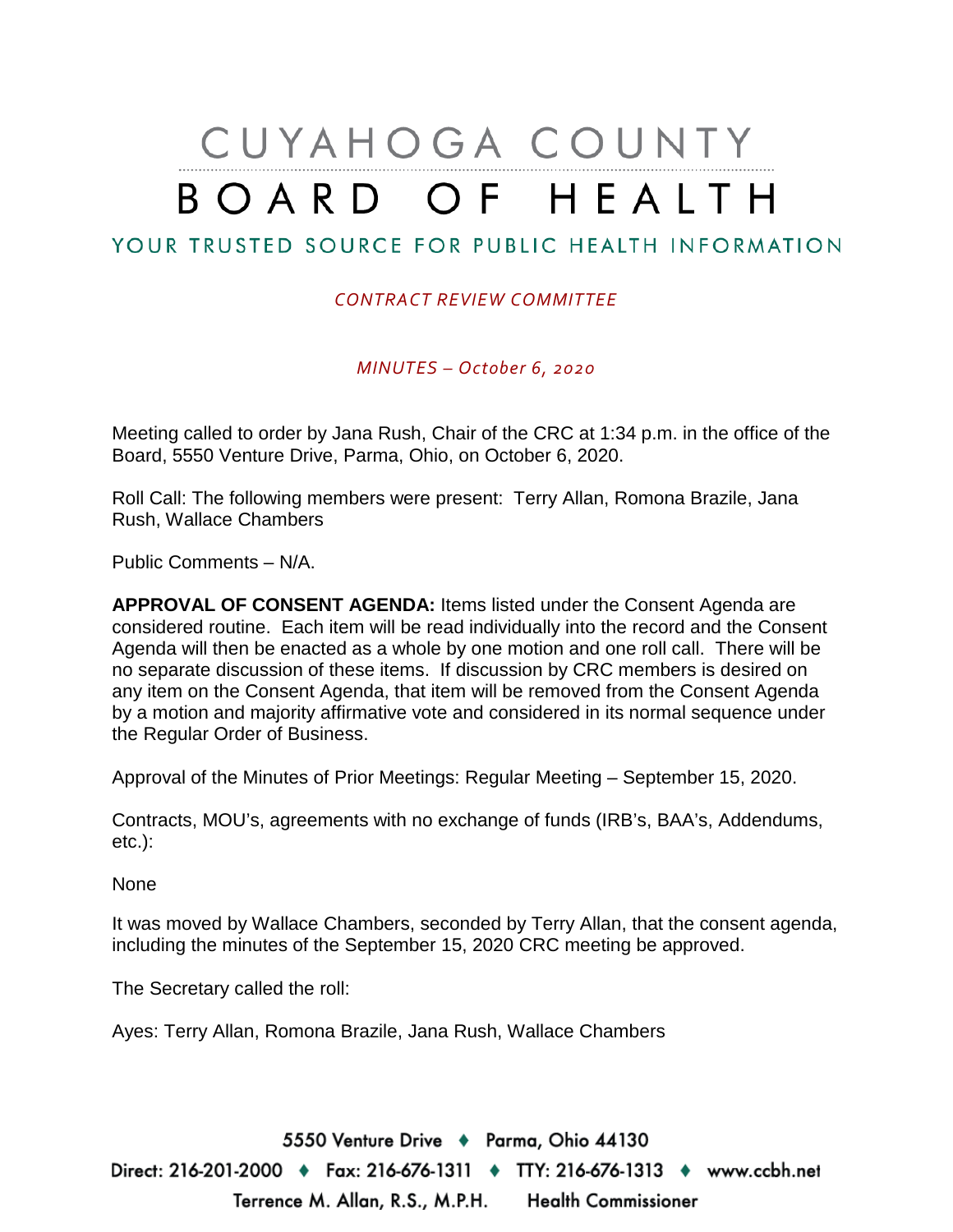# CUYAHOGA COUNTY BOARD OF HEALTH

## YOUR TRUSTED SOURCE FOR PUBLIC HEALTH INFORMATION

*CONTRACT REVIEW COMMITTEE*

*MINUTES – October 6, 2020*

Meeting called to order by Jana Rush, Chair of the CRC at 1:34 p.m. in the office of the Board, 5550 Venture Drive, Parma, Ohio, on October 6, 2020.

Roll Call: The following members were present: Terry Allan, Romona Brazile, Jana Rush, Wallace Chambers

Public Comments – N/A.

**APPROVAL OF CONSENT AGENDA:** Items listed under the Consent Agenda are considered routine. Each item will be read individually into the record and the Consent Agenda will then be enacted as a whole by one motion and one roll call. There will be no separate discussion of these items. If discussion by CRC members is desired on any item on the Consent Agenda, that item will be removed from the Consent Agenda by a motion and majority affirmative vote and considered in its normal sequence under the Regular Order of Business.

Approval of the Minutes of Prior Meetings: Regular Meeting – September 15, 2020.

Contracts, MOU's, agreements with no exchange of funds (IRB's, BAA's, Addendums, etc.):

None

It was moved by Wallace Chambers, seconded by Terry Allan, that the consent agenda, including the minutes of the September 15, 2020 CRC meeting be approved.

The Secretary called the roll:

Ayes: Terry Allan, Romona Brazile, Jana Rush, Wallace Chambers

5550 Venture Drive ♦ Parma, Ohio 44130
Direct: 216-201-2000 ♦ Fax: 216-676-1311 ♦ TTY: 216-676-1313 ♦ www.ccbh.net
Terrence M. Allan, R.S., M.P.H. Health Commissioner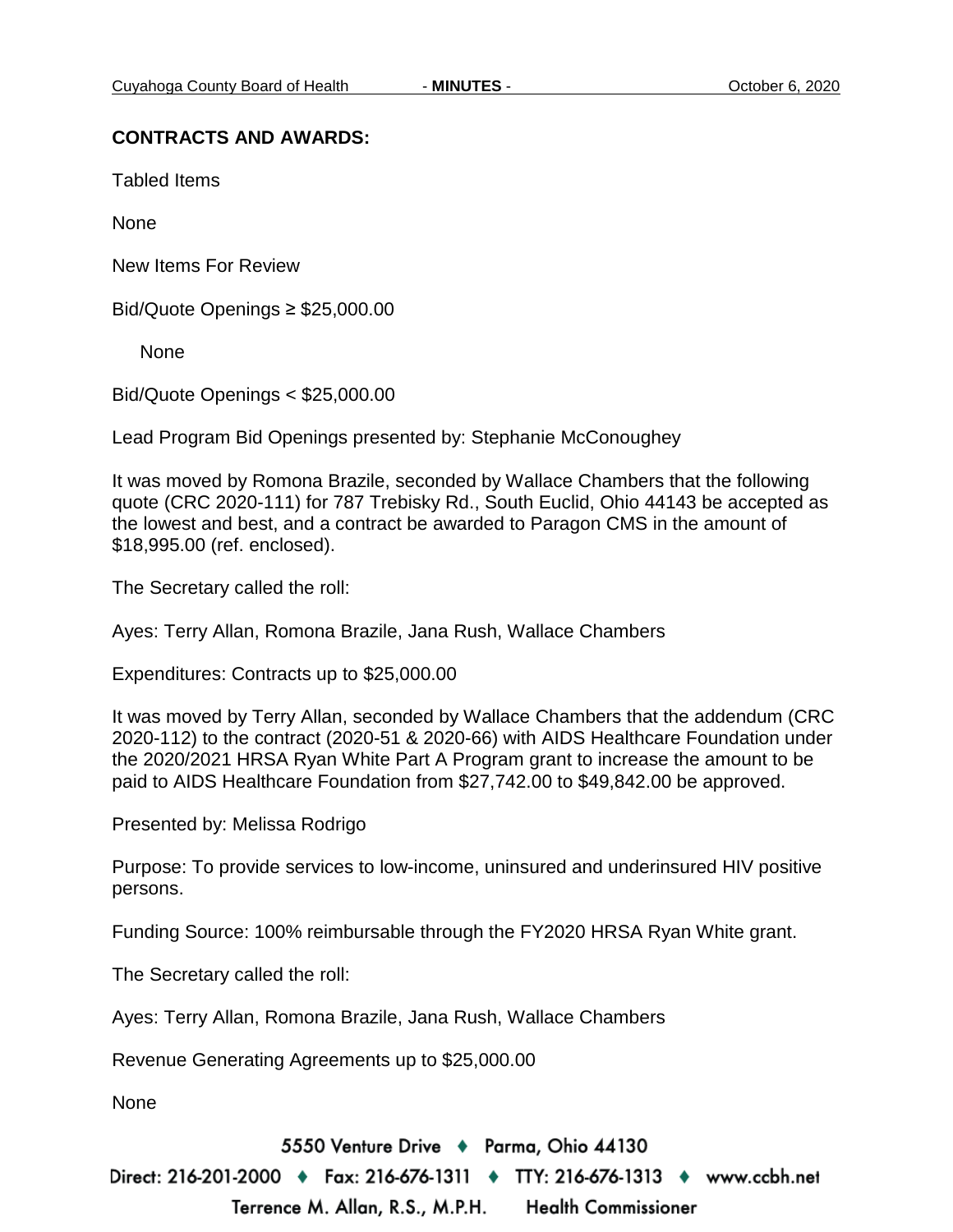**CONTRACTS AND AWARDS:**

Tabled Items

None

New Items For Review

Bid/Quote Openings ≥ $25,000.00

None

Bid/Quote Openings < $25,000.00

Lead Program Bid Openings presented by: Stephanie McConoughey

It was moved by Romona Brazile, seconded by Wallace Chambers that the following quote (CRC 2020-111) for 787 Trebisky Rd., South Euclid, Ohio 44143 be accepted as the lowest and best, and a contract be awarded to Paragon CMS in the amount of $18,995.00 (ref. enclosed).

The Secretary called the roll:

Ayes: Terry Allan, Romona Brazile, Jana Rush, Wallace Chambers

Expenditures: Contracts up to $25,000.00

It was moved by Terry Allan, seconded by Wallace Chambers that the addendum (CRC 2020-112) to the contract (2020-51 & 2020-66) with AIDS Healthcare Foundation under the 2020/2021 HRSA Ryan White Part A Program grant to increase the amount to be paid to AIDS Healthcare Foundation from $27,742.00 to $49,842.00 be approved.

Presented by: Melissa Rodrigo

Purpose: To provide services to low-income, uninsured and underinsured HIV positive persons.

Funding Source: 100% reimbursable through the FY2020 HRSA Ryan White grant.

The Secretary called the roll:

Ayes: Terry Allan, Romona Brazile, Jana Rush, Wallace Chambers

Revenue Generating Agreements up to $25,000.00

None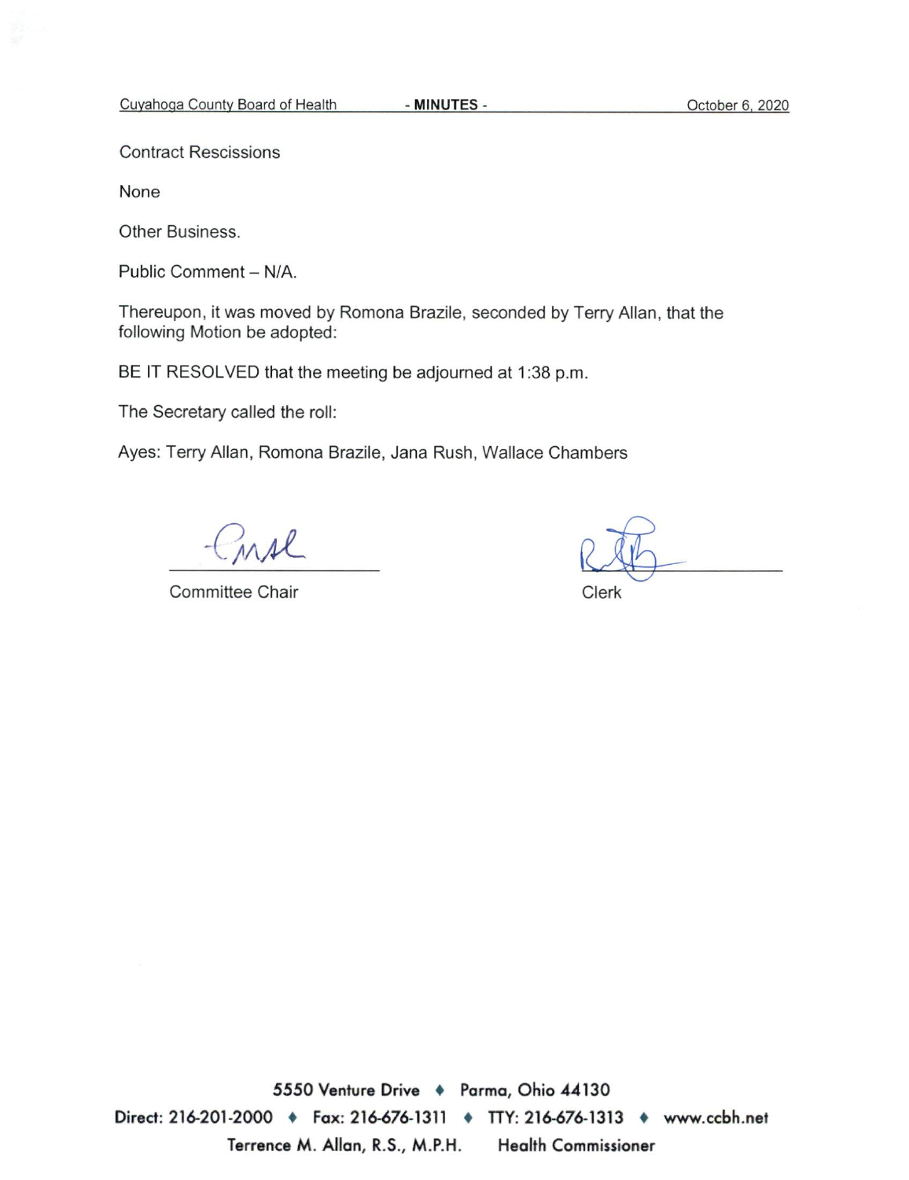Contract Rescissions

None

Other Business.

Public Comment – N/A.

Thereupon, it was moved by Romona Brazile, seconded by Terry Allan, that the following Motion be adopted:

BE IT RESOLVED that the meeting be adjourned at 1:38 p.m.

The Secretary called the roll:

Ayes: Terry Allan, Romona Brazile, Jana Rush, Wallace Chambers

Committee Chair

Clerk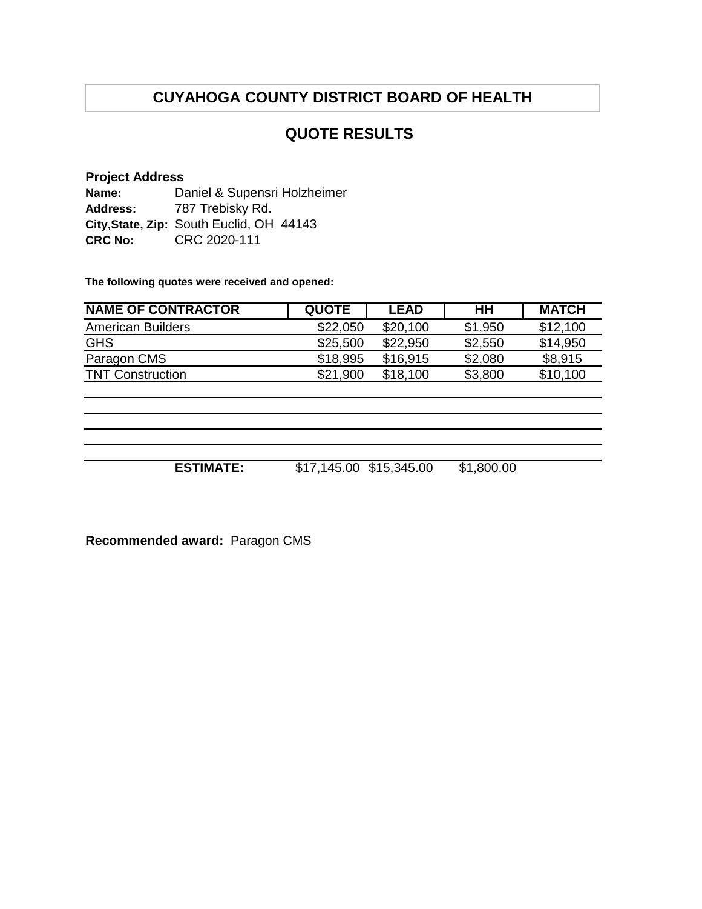# CUYAHOGA COUNTY DISTRICT BOARD OF HEALTH

## QUOTE RESULTS

**Project Address**

**Name:** Daniel & Supensri Holzheimer
**Address:** 787 Trebisky Rd.
**City,State, Zip:** South Euclid, OH 44143
**CRC No:** CRC 2020-111

**The following quotes were received and opened:**

| NAME OF CONTRACTOR | QUOTE | LEAD | HH | MATCH |
|---|---|---|---|---|
| American Builders | $22,050 | $20,100 | $1,950 | $12,100 |
| GHS | $25,500 | $22,950 | $2,550 | $14,950 |
| Paragon CMS | $18,995 | $16,915 | $2,080 | $8,915 |
| TNT Construction | $21,900 | $18,100 | $3,800 | $10,100 |
| | | | | |
| | | | | |
| | | | | |
| | | | | |
| **ESTIMATE:** | $17,145.00 | $15,345.00 | $1,800.00 | |

**Recommended award:** Paragon CMS